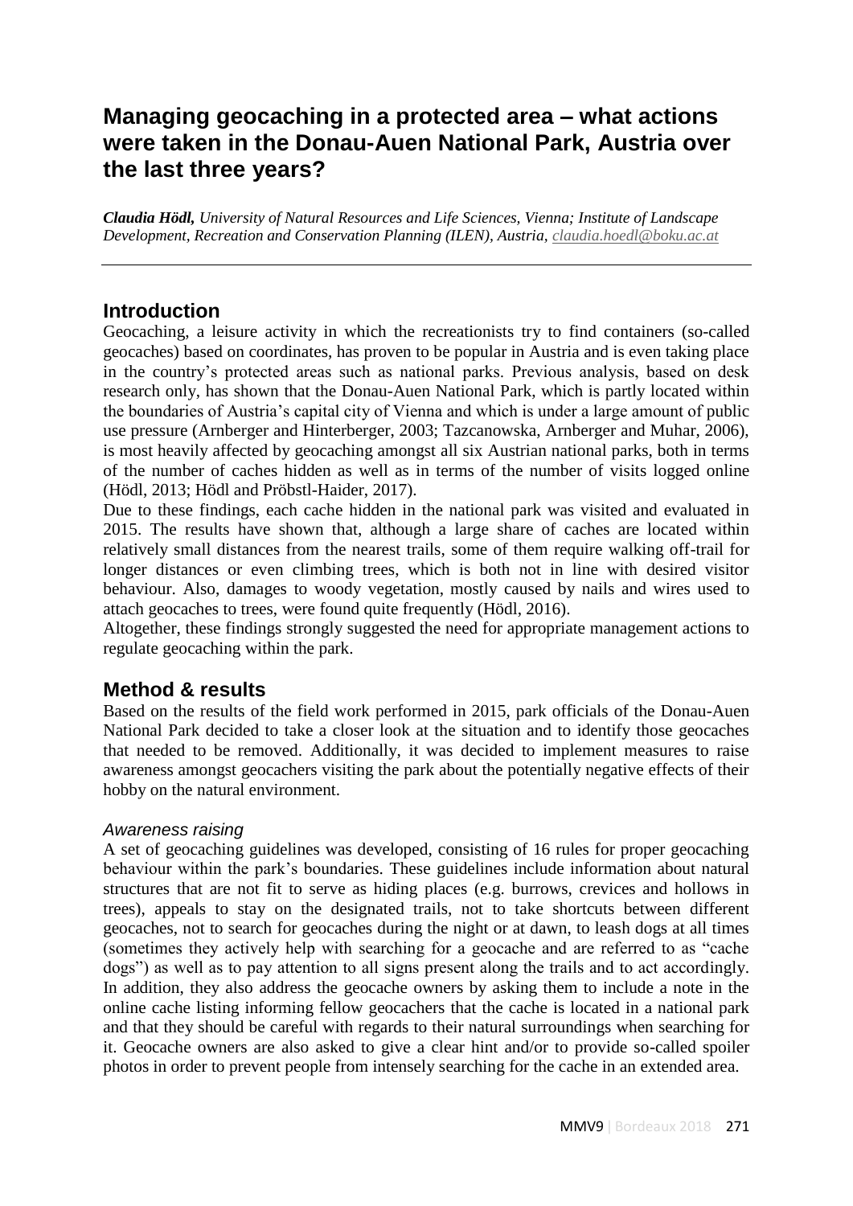# Managing geocaching in a protected area – what actions were taken in the Donau-Auen National Park, Austria over the last three years?

***Claudia Hödl,*** *University of Natural Resources and Life Sciences, Vienna; Institute of Landscape Development, Recreation and Conservation Planning (ILEN), Austria, claudia.hoedl@boku.ac.at*

## Introduction

Geocaching, a leisure activity in which the recreationists try to find containers (so-called geocaches) based on coordinates, has proven to be popular in Austria and is even taking place in the country's protected areas such as national parks. Previous analysis, based on desk research only, has shown that the Donau-Auen National Park, which is partly located within the boundaries of Austria's capital city of Vienna and which is under a large amount of public use pressure (Arnberger and Hinterberger, 2003; Tazcanowska, Arnberger and Muhar, 2006), is most heavily affected by geocaching amongst all six Austrian national parks, both in terms of the number of caches hidden as well as in terms of the number of visits logged online (Hödl, 2013; Hödl and Pröbstl-Haider, 2017).

Due to these findings, each cache hidden in the national park was visited and evaluated in 2015. The results have shown that, although a large share of caches are located within relatively small distances from the nearest trails, some of them require walking off-trail for longer distances or even climbing trees, which is both not in line with desired visitor behaviour. Also, damages to woody vegetation, mostly caused by nails and wires used to attach geocaches to trees, were found quite frequently (Hödl, 2016).

Altogether, these findings strongly suggested the need for appropriate management actions to regulate geocaching within the park.

## Method & results

Based on the results of the field work performed in 2015, park officials of the Donau-Auen National Park decided to take a closer look at the situation and to identify those geocaches that needed to be removed. Additionally, it was decided to implement measures to raise awareness amongst geocachers visiting the park about the potentially negative effects of their hobby on the natural environment.

### *Awareness raising*

A set of geocaching guidelines was developed, consisting of 16 rules for proper geocaching behaviour within the park's boundaries. These guidelines include information about natural structures that are not fit to serve as hiding places (e.g. burrows, crevices and hollows in trees), appeals to stay on the designated trails, not to take shortcuts between different geocaches, not to search for geocaches during the night or at dawn, to leash dogs at all times (sometimes they actively help with searching for a geocache and are referred to as "cache dogs") as well as to pay attention to all signs present along the trails and to act accordingly. In addition, they also address the geocache owners by asking them to include a note in the online cache listing informing fellow geocachers that the cache is located in a national park and that they should be careful with regards to their natural surroundings when searching for it. Geocache owners are also asked to give a clear hint and/or to provide so-called spoiler photos in order to prevent people from intensely searching for the cache in an extended area.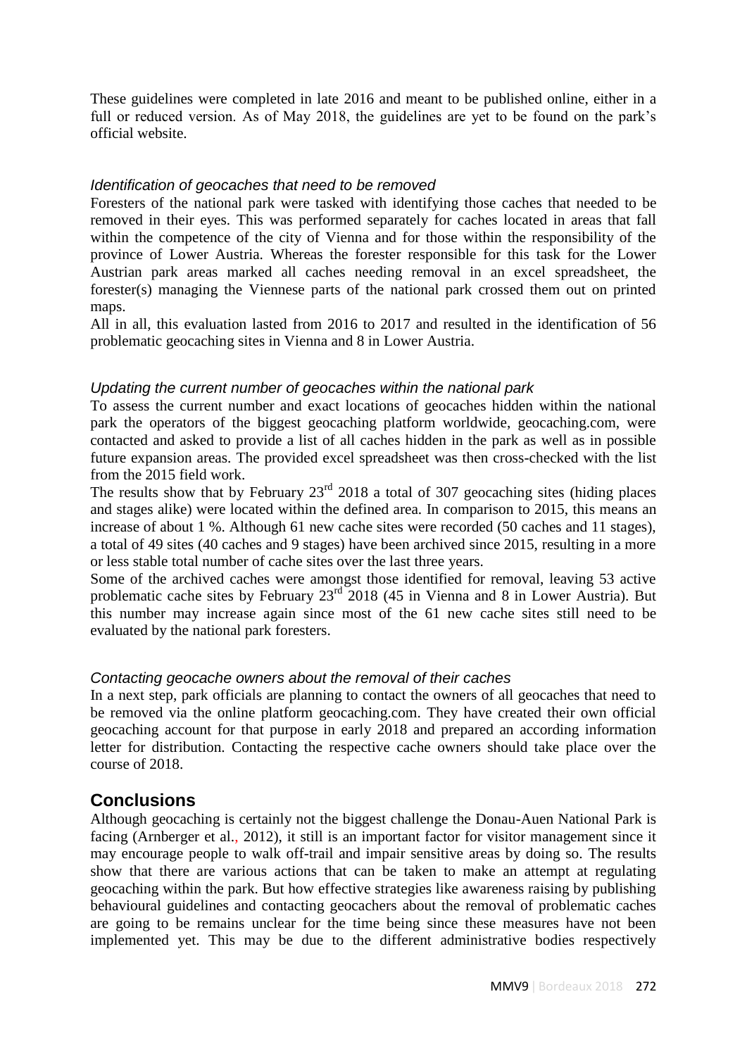These guidelines were completed in late 2016 and meant to be published online, either in a full or reduced version. As of May 2018, the guidelines are yet to be found on the park's official website.

### *Identification of geocaches that need to be removed*

Foresters of the national park were tasked with identifying those caches that needed to be removed in their eyes. This was performed separately for caches located in areas that fall within the competence of the city of Vienna and for those within the responsibility of the province of Lower Austria. Whereas the forester responsible for this task for the Lower Austrian park areas marked all caches needing removal in an excel spreadsheet, the forester(s) managing the Viennese parts of the national park crossed them out on printed maps.

All in all, this evaluation lasted from 2016 to 2017 and resulted in the identification of 56 problematic geocaching sites in Vienna and 8 in Lower Austria.

### *Updating the current number of geocaches within the national park*

To assess the current number and exact locations of geocaches hidden within the national park the operators of the biggest geocaching platform worldwide, geocaching.com, were contacted and asked to provide a list of all caches hidden in the park as well as in possible future expansion areas. The provided excel spreadsheet was then cross-checked with the list from the 2015 field work.

The results show that by February 23rd 2018 a total of 307 geocaching sites (hiding places and stages alike) were located within the defined area. In comparison to 2015, this means an increase of about 1 %. Although 61 new cache sites were recorded (50 caches and 11 stages), a total of 49 sites (40 caches and 9 stages) have been archived since 2015, resulting in a more or less stable total number of cache sites over the last three years.

Some of the archived caches were amongst those identified for removal, leaving 53 active problematic cache sites by February 23rd 2018 (45 in Vienna and 8 in Lower Austria). But this number may increase again since most of the 61 new cache sites still need to be evaluated by the national park foresters.

### *Contacting geocache owners about the removal of their caches*

In a next step, park officials are planning to contact the owners of all geocaches that need to be removed via the online platform geocaching.com. They have created their own official geocaching account for that purpose in early 2018 and prepared an according information letter for distribution. Contacting the respective cache owners should take place over the course of 2018.

## Conclusions

Although geocaching is certainly not the biggest challenge the Donau-Auen National Park is facing (Arnberger et al., 2012), it still is an important factor for visitor management since it may encourage people to walk off-trail and impair sensitive areas by doing so. The results show that there are various actions that can be taken to make an attempt at regulating geocaching within the park. But how effective strategies like awareness raising by publishing behavioural guidelines and contacting geocachers about the removal of problematic caches are going to be remains unclear for the time being since these measures have not been implemented yet. This may be due to the different administrative bodies respectively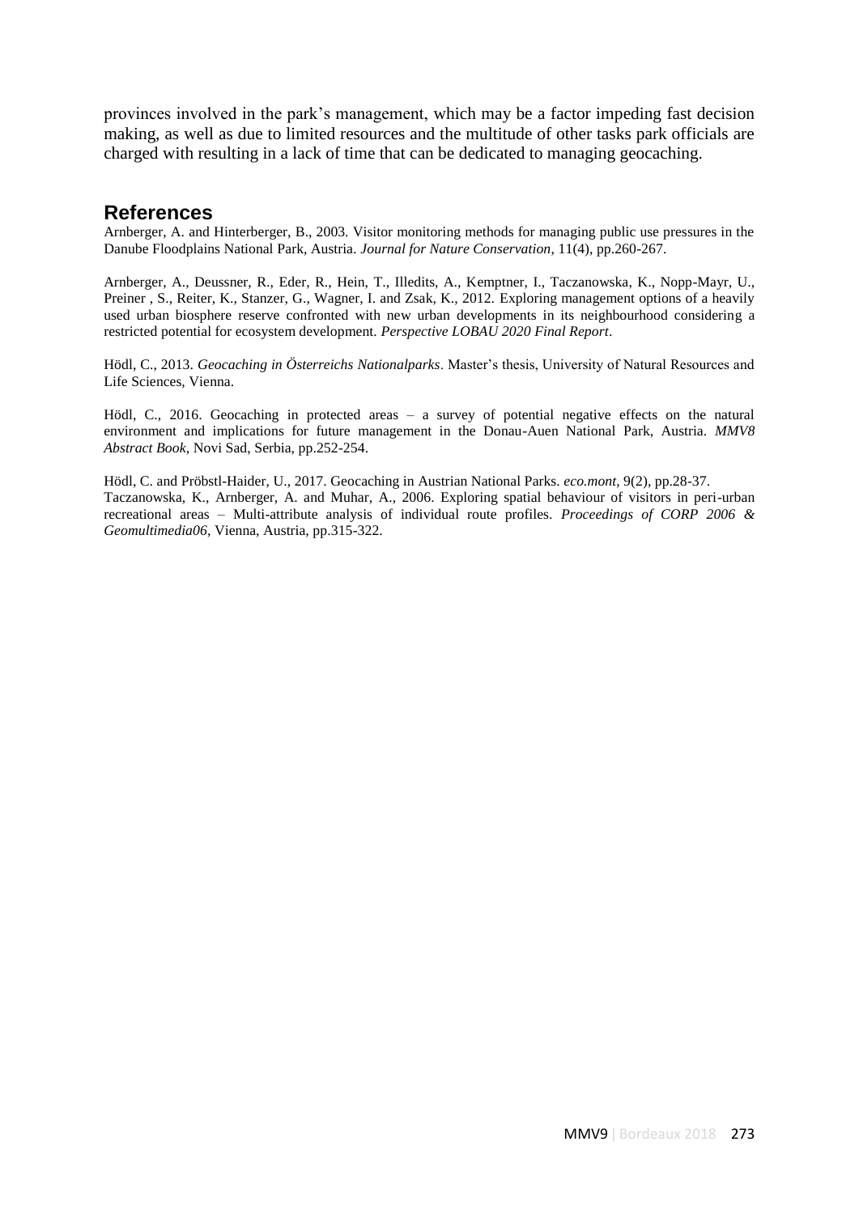provinces involved in the park's management, which may be a factor impeding fast decision making, as well as due to limited resources and the multitude of other tasks park officials are charged with resulting in a lack of time that can be dedicated to managing geocaching.

## References

Arnberger, A. and Hinterberger, B., 2003. Visitor monitoring methods for managing public use pressures in the Danube Floodplains National Park, Austria. *Journal for Nature Conservation*, 11(4), pp.260-267.

Arnberger, A., Deussner, R., Eder, R., Hein, T., Illedits, A., Kemptner, I., Taczanowska, K., Nopp-Mayr, U., Preiner , S., Reiter, K., Stanzer, G., Wagner, I. and Zsak, K., 2012. Exploring management options of a heavily used urban biosphere reserve confronted with new urban developments in its neighbourhood considering a restricted potential for ecosystem development. *Perspective LOBAU 2020 Final Report*.

Hödl, C., 2013. *Geocaching in Österreichs Nationalparks*. Master's thesis, University of Natural Resources and Life Sciences, Vienna.

Hödl, C., 2016. Geocaching in protected areas – a survey of potential negative effects on the natural environment and implications for future management in the Donau-Auen National Park, Austria. *MMV8 Abstract Book*, Novi Sad, Serbia, pp.252-254.

Hödl, C. and Pröbstl-Haider, U., 2017. Geocaching in Austrian National Parks. *eco.mont*, 9(2), pp.28-37.

Taczanowska, K., Arnberger, A. and Muhar, A., 2006. Exploring spatial behaviour of visitors in peri-urban recreational areas – Multi-attribute analysis of individual route profiles. *Proceedings of CORP 2006 & Geomultimedia06*, Vienna, Austria, pp.315-322.